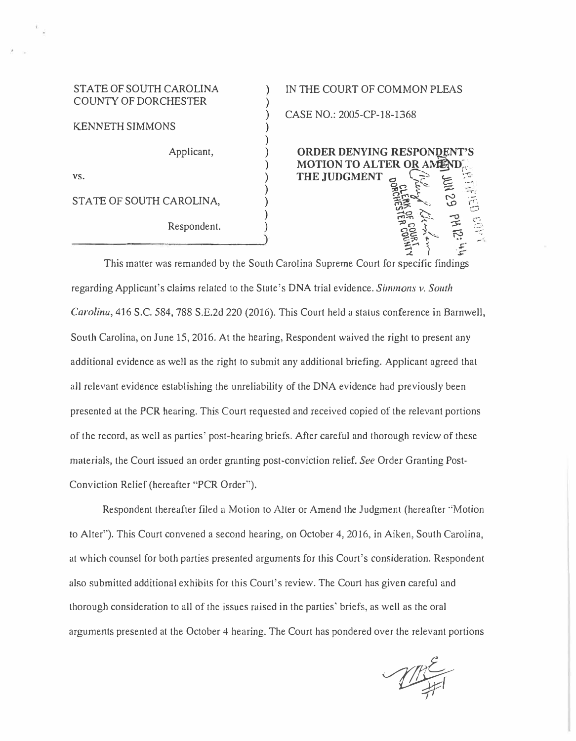STATE OF SOUTH CAROLINA
COUNTY OF DORCHESTER

KENNETH SIMMONS

Applicant,

vs.

STATE OF SOUTH CAROLINA,

Respondent.

IN THE COURT OF COMMON PLEAS

CASE NO.: 2005-CP-18-1368

**ORDER DENYING RESPONDENT'S MOTION TO ALTER OR AMEND THE JUDGMENT**

This matter was remanded by the South Carolina Supreme Court for specific findings regarding Applicant's claims related to the State's DNA trial evidence. *Simmons v. South Carolina*, 416 S.C. 584, 788 S.E.2d 220 (2016). This Court held a status conference in Barnwell, South Carolina, on June 15, 2016. At the hearing, Respondent waived the right to present any additional evidence as well as the right to submit any additional briefing. Applicant agreed that all relevant evidence establishing the unreliability of the DNA evidence had previously been presented at the PCR hearing. This Court requested and received copied of the relevant portions of the record, as well as parties' post-hearing briefs. After careful and thorough review of these materials, the Court issued an order granting post-conviction relief. *See* Order Granting Post-Conviction Relief (hereafter "PCR Order").

Respondent thereafter filed a Motion to Alter or Amend the Judgment (hereafter "Motion to Alter"). This Court convened a second hearing, on October 4, 2016, in Aiken, South Carolina, at which counsel for both parties presented arguments for this Court's consideration. Respondent also submitted additional exhibits for this Court's review. The Court has given careful and thorough consideration to all of the issues raised in the parties' briefs, as well as the oral arguments presented at the October 4 hearing. The Court has pondered over the relevant portions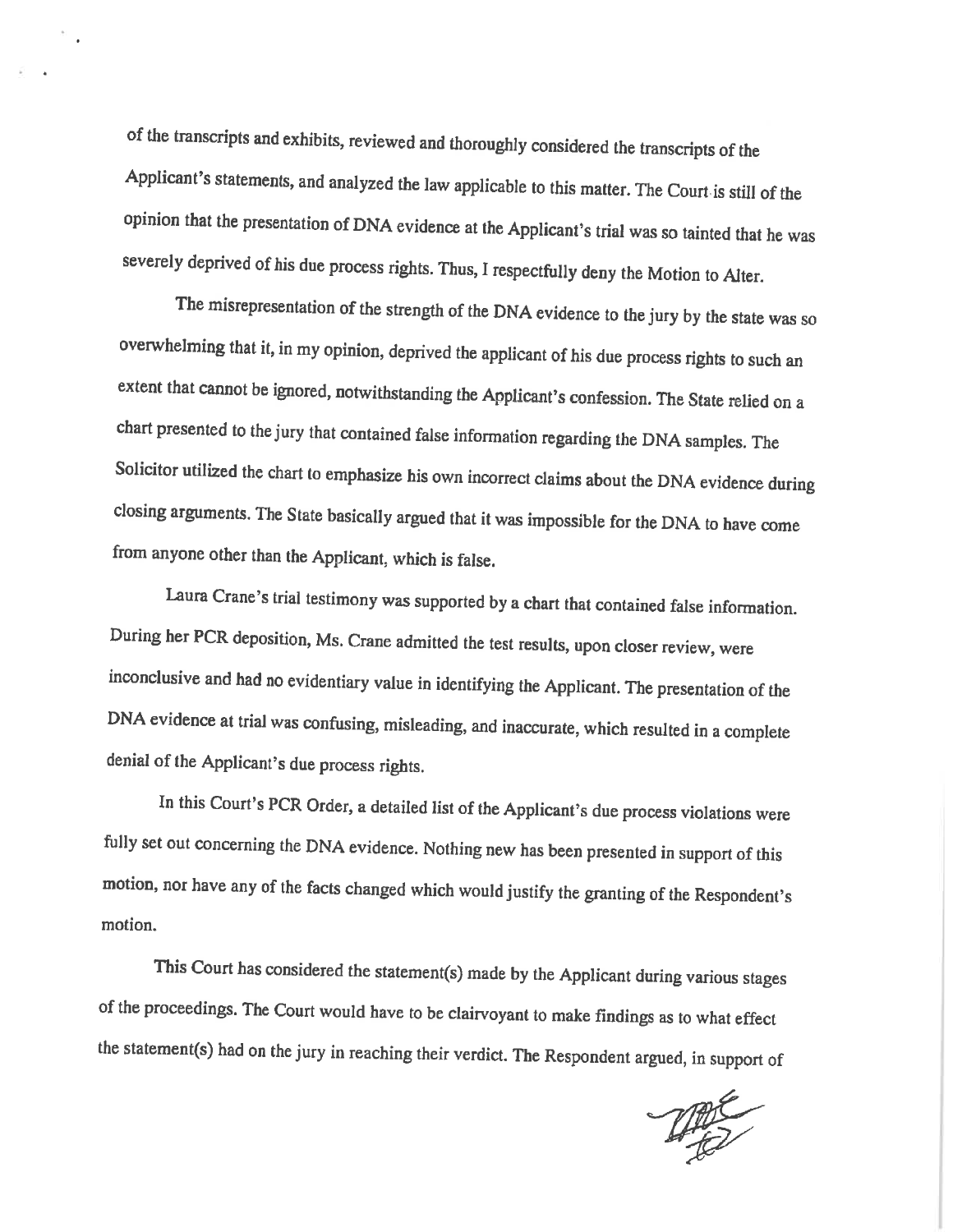of the transcripts and exhibits, reviewed and thoroughly considered the transcripts of the Applicant's statements, and analyzed the law applicable to this matter. The Court is still of the opinion that the presentation of DNA evidence at the Applicant's trial was so tainted that he was severely deprived of his due process rights. Thus, I respectfully deny the Motion to Alter.

The misrepresentation of the strength of the DNA evidence to the jury by the state was so overwhelming that it, in my opinion, deprived the applicant of his due process rights to such an extent that cannot be ignored, notwithstanding the Applicant's confession. The State relied on a chart presented to the jury that contained false information regarding the DNA samples. The Solicitor utilized the chart to emphasize his own incorrect claims about the DNA evidence during closing arguments. The State basically argued that it was impossible for the DNA to have come from anyone other than the Applicant, which is false.

Laura Crane's trial testimony was supported by a chart that contained false information. During her PCR deposition, Ms. Crane admitted the test results, upon closer review, were inconclusive and had no evidentiary value in identifying the Applicant. The presentation of the DNA evidence at trial was confusing, misleading, and inaccurate, which resulted in a complete denial of the Applicant's due process rights.

In this Court's PCR Order, a detailed list of the Applicant's due process violations were fully set out concerning the DNA evidence. Nothing new has been presented in support of this motion, nor have any of the facts changed which would justify the granting of the Respondent's motion.

This Court has considered the statement(s) made by the Applicant during various stages of the proceedings. The Court would have to be clairvoyant to make findings as to what effect the statement(s) had on the jury in reaching their verdict. The Respondent argued, in support of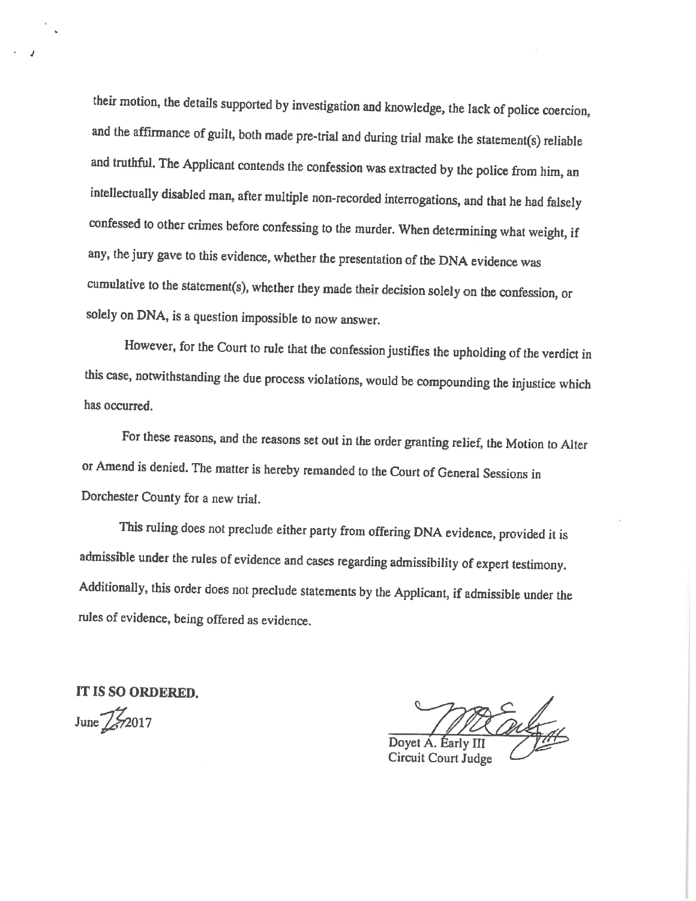their motion, the details supported by investigation and knowledge, the lack of police coercion, and the affirmance of guilt, both made pre-trial and during trial make the statement(s) reliable and truthful. The Applicant contends the confession was extracted by the police from him, an intellectually disabled man, after multiple non-recorded interrogations, and that he had falsely confessed to other crimes before confessing to the murder. When determining what weight, if any, the jury gave to this evidence, whether the presentation of the DNA evidence was cumulative to the statement(s), whether they made their decision solely on the confession, or solely on DNA, is a question impossible to now answer.

However, for the Court to rule that the confession justifies the upholding of the verdict in this case, notwithstanding the due process violations, would be compounding the injustice which has occurred.

For these reasons, and the reasons set out in the order granting relief, the Motion to Alter or Amend is denied. The matter is hereby remanded to the Court of General Sessions in Dorchester County for a new trial.

This ruling does not preclude either party from offering DNA evidence, provided it is admissible under the rules of evidence and cases regarding admissibility of expert testimony. Additionally, this order does not preclude statements by the Applicant, if admissible under the rules of evidence, being offered as evidence.

**IT IS SO ORDERED.**

June 23, 2017

Doyet A. Early III
Circuit Court Judge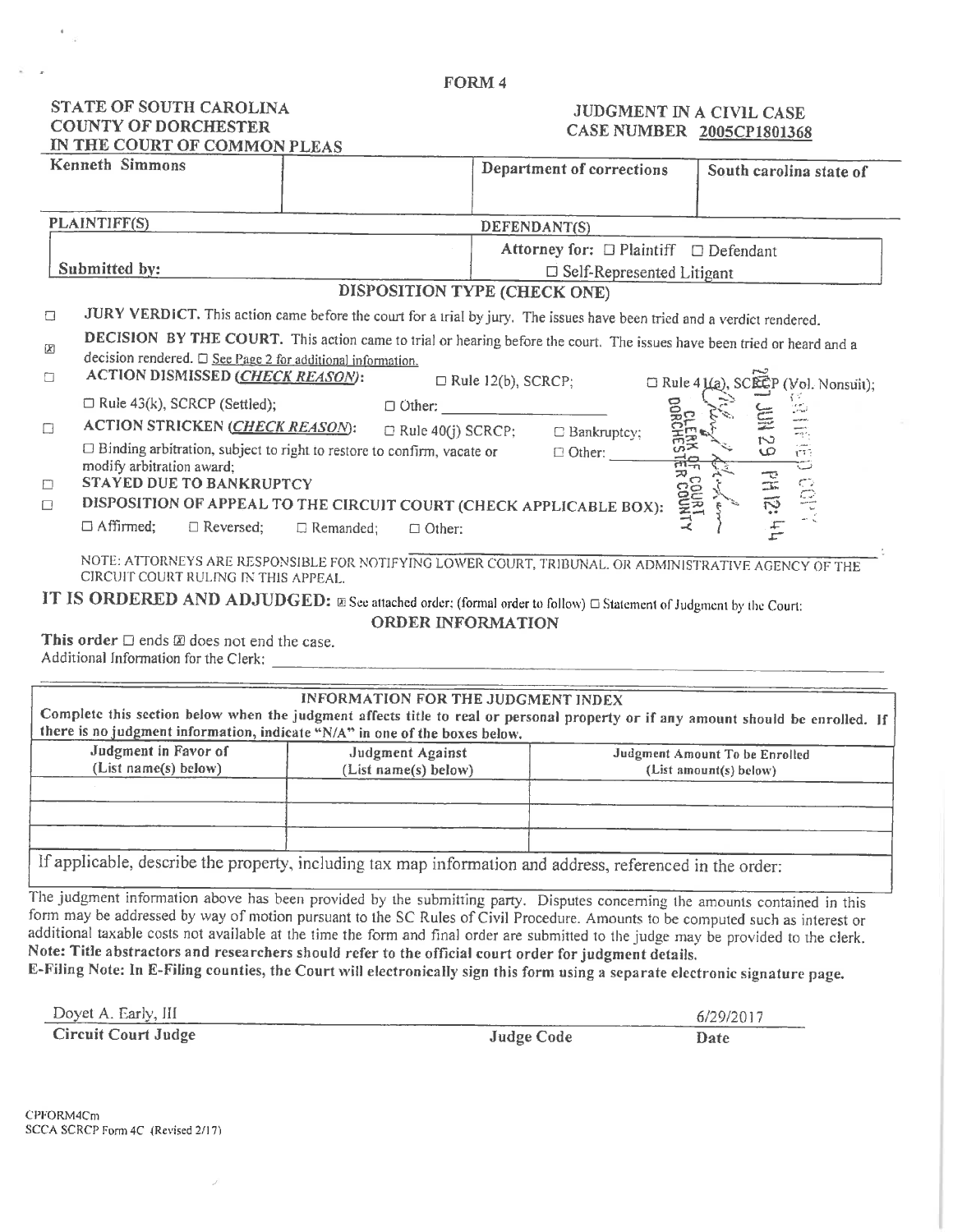FORM 4

STATE OF SOUTH CAROLINA
COUNTY OF DORCHESTER
IN THE COURT OF COMMON PLEAS

JUDGMENT IN A CIVIL CASE
CASE NUMBER 2005CP1801368

| Kenneth Simmons | | Department of corrections | South carolina state of |
|---|---|---|---|
| PLAINTIFF(S) | | DEFENDANT(S) | |
| Submitted by: | | Attorney for: ☐ Plaintiff ☐ Defendant ☐ Self-Represented Litigant | |

## DISPOSITION TYPE (CHECK ONE)

☐ **JURY VERDICT.** This action came before the court for a trial by jury. The issues have been tried and a verdict rendered.

☒ **DECISION BY THE COURT.** This action came to trial or hearing before the court. The issues have been tried or heard and a decision rendered. ☐ See Page 2 for additional information.

☐ **ACTION DISMISSED (*CHECK REASON*):** ☐ Rule 12(b), SCRCP; ☐ Rule 41(a), SCRCP (Vol. Nonsuit); ☐ Rule 43(k), SCRCP (Settled); ☐ Other: \_\_\_\_\_\_\_\_\_\_

☐ **ACTION STRICKEN (*CHECK REASON*):** ☐ Rule 40(j) SCRCP; ☐ Bankruptcy; ☐ Binding arbitration, subject to right to restore to confirm, vacate or modify arbitration award; ☐ Other: \_\_\_\_\_\_\_\_\_\_

☐ **STAYED DUE TO BANKRUPTCY**

☐ **DISPOSITION OF APPEAL TO THE CIRCUIT COURT (CHECK APPLICABLE BOX):**
☐ Affirmed; ☐ Reversed; ☐ Remanded; ☐ Other: \_\_\_\_\_\_\_\_\_\_

CLERK OF COURT DORCHESTER COUNTY
2017 JUN 29 PM 12:44
CERTIFIED COPY

NOTE: ATTORNEYS ARE RESPONSIBLE FOR NOTIFYING LOWER COURT, TRIBUNAL, OR ADMINISTRATIVE AGENCY OF THE CIRCUIT COURT RULING IN THIS APPEAL.

**IT IS ORDERED AND ADJUDGED:** ☒ See attached order; (formal order to follow) ☐ Statement of Judgment by the Court:

## ORDER INFORMATION

**This order** ☐ ends ☒ does not end the case.

Additional Information for the Clerk: \_\_\_\_\_\_\_\_\_\_

## INFORMATION FOR THE JUDGMENT INDEX

**Complete this section below when the judgment affects title to real or personal property or if any amount should be enrolled. If there is no judgment information, indicate "N/A" in one of the boxes below.**

| Judgment in Favor of (List name(s) below) | Judgment Against (List name(s) below) | Judgment Amount To be Enrolled (List amount(s) below) |
|---|---|---|
| | | |
| | | |
| | | |

If applicable, describe the property, including tax map information and address, referenced in the order:

The judgment information above has been provided by the submitting party. Disputes concerning the amounts contained in this form may be addressed by way of motion pursuant to the SC Rules of Civil Procedure. Amounts to be computed such as interest or additional taxable costs not available at the time the form and final order are submitted to the judge may be provided to the clerk.
**Note: Title abstractors and researchers should refer to the official court order for judgment details.**
**E-Filing Note: In E-Filing counties, the Court will electronically sign this form using a separate electronic signature page.**

| Doyet A. Early, III | | 6/29/2017 |
|---|---|---|
| **Circuit Court Judge** | **Judge Code** | **Date** |

CPFORM4Cm
SCCA SCRCP Form 4C (Revised 2/17)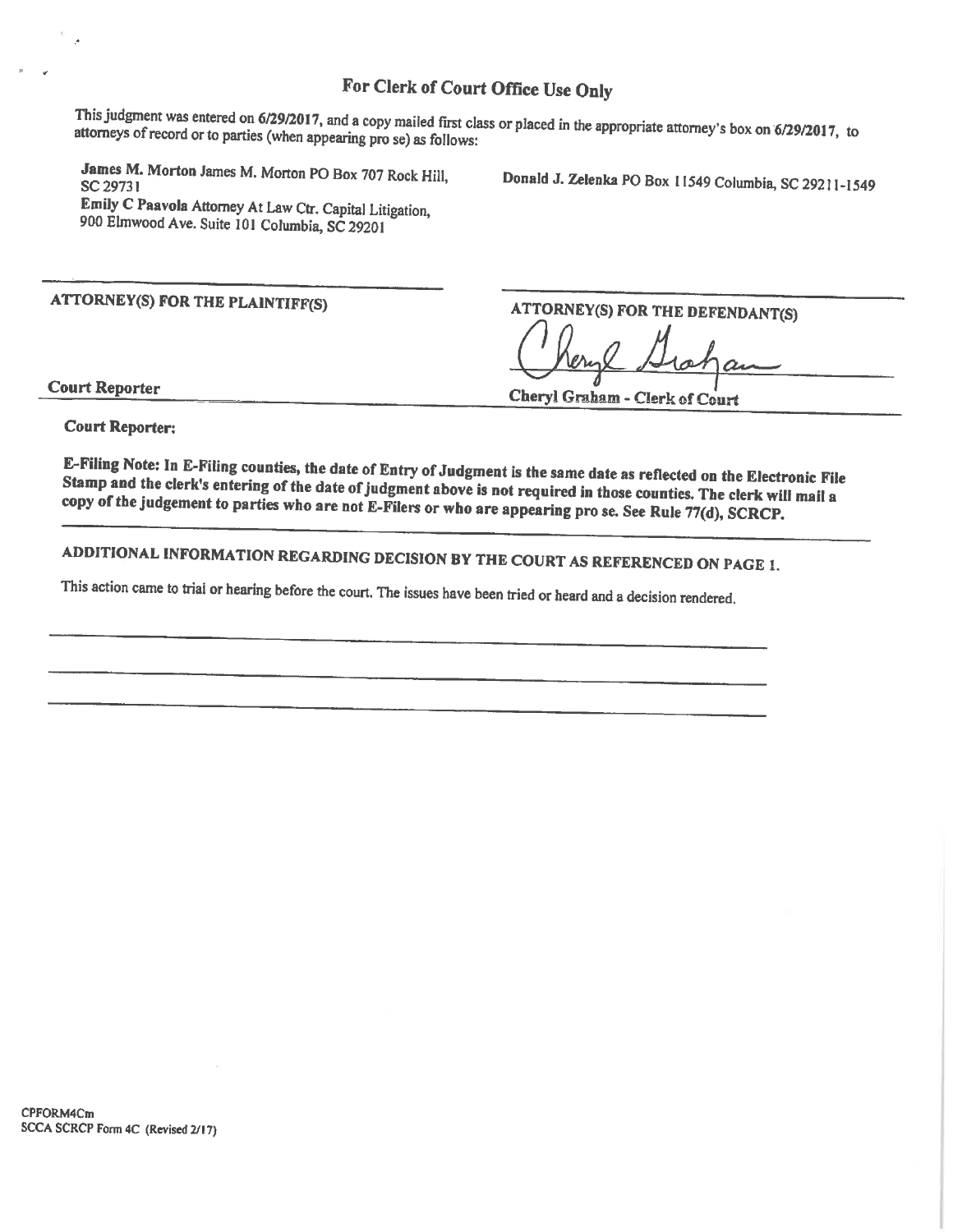## For Clerk of Court Office Use Only

This judgment was entered on 6/29/2017, and a copy mailed first class or placed in the appropriate attorney's box on 6/29/2017, to attorneys of record or to parties (when appearing pro se) as follows:

**James M. Morton** James M. Morton PO Box 707 Rock Hill, SC 29731

**Emily C Paavola** Attorney At Law Ctr. Capital Litigation, 900 Elmwood Ave. Suite 101 Columbia, SC 29201

**Donald J. Zelenka** PO Box 11549 Columbia, SC 29211-1549

**ATTORNEY(S) FOR THE PLAINTIFF(S)**

**ATTORNEY(S) FOR THE DEFENDANT(S)**

Cheryl Graham

**Court Reporter**

**Cheryl Graham - Clerk of Court**

**Court Reporter:**

**E-Filing Note: In E-Filing counties, the date of Entry of Judgment is the same date as reflected on the Electronic File Stamp and the clerk's entering of the date of judgment above is not required in those counties. The clerk will mail a copy of the judgement to parties who are not E-Filers or who are appearing pro se. See Rule 77(d), SCRCP.**

## ADDITIONAL INFORMATION REGARDING DECISION BY THE COURT AS REFERENCED ON PAGE 1.

This action came to trial or hearing before the court. The issues have been tried or heard and a decision rendered.

CPFORM4Cm
SCCA SCRCP Form 4C (Revised 2/17)